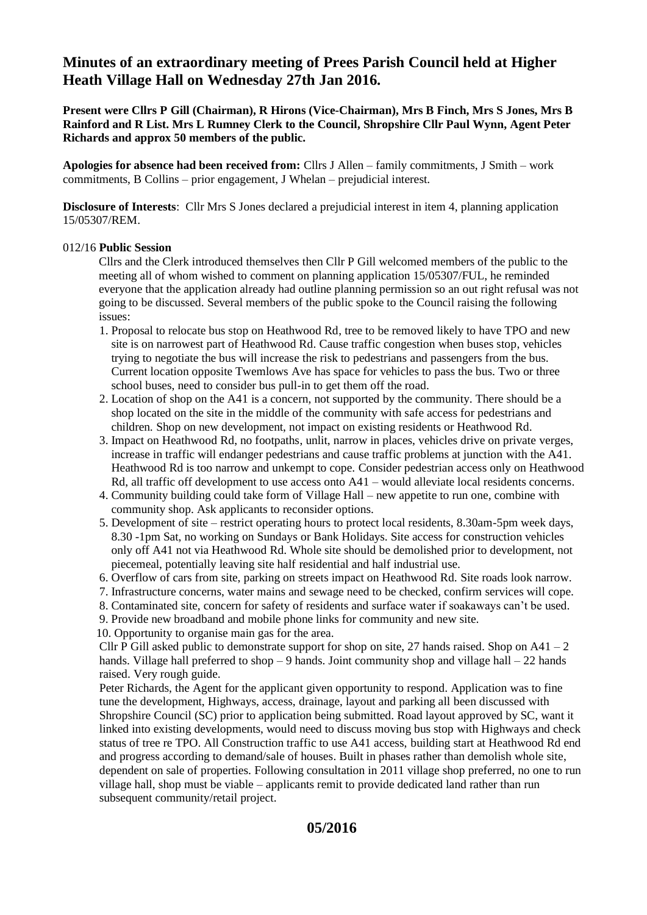# Minutes of an extraordinary meeting of Prees Parish Council held at Higher Heath Village Hall on Wednesday 27th Jan 2016.

**Present were Cllrs P Gill (Chairman), R Hirons (Vice-Chairman), Mrs B Finch, Mrs S Jones, Mrs B Rainford and R List. Mrs L Rumney Clerk to the Council, Shropshire Cllr Paul Wynn, Agent Peter Richards and approx 50 members of the public.**

**Apologies for absence had been received from:** Cllrs J Allen – family commitments, J Smith – work commitments, B Collins – prior engagement, J Whelan – prejudicial interest.

**Disclosure of Interests**: Cllr Mrs S Jones declared a prejudicial interest in item 4, planning application 15/05307/REM.

012/16 **Public Session**

Cllrs and the Clerk introduced themselves then Cllr P Gill welcomed members of the public to the meeting all of whom wished to comment on planning application 15/05307/FUL, he reminded everyone that the application already had outline planning permission so an out right refusal was not going to be discussed. Several members of the public spoke to the Council raising the following issues:

1. Proposal to relocate bus stop on Heathwood Rd, tree to be removed likely to have TPO and new site is on narrowest part of Heathwood Rd. Cause traffic congestion when buses stop, vehicles trying to negotiate the bus will increase the risk to pedestrians and passengers from the bus. Current location opposite Twemlows Ave has space for vehicles to pass the bus. Two or three school buses, need to consider bus pull-in to get them off the road.
2. Location of shop on the A41 is a concern, not supported by the community. There should be a shop located on the site in the middle of the community with safe access for pedestrians and children. Shop on new development, not impact on existing residents or Heathwood Rd.
3. Impact on Heathwood Rd, no footpaths, unlit, narrow in places, vehicles drive on private verges, increase in traffic will endanger pedestrians and cause traffic problems at junction with the A41. Heathwood Rd is too narrow and unkempt to cope. Consider pedestrian access only on Heathwood Rd, all traffic off development to use access onto A41 – would alleviate local residents concerns.
4. Community building could take form of Village Hall – new appetite to run one, combine with community shop. Ask applicants to reconsider options.
5. Development of site – restrict operating hours to protect local residents, 8.30am-5pm week days, 8.30 -1pm Sat, no working on Sundays or Bank Holidays. Site access for construction vehicles only off A41 not via Heathwood Rd. Whole site should be demolished prior to development, not piecemeal, potentially leaving site half residential and half industrial use.
6. Overflow of cars from site, parking on streets impact on Heathwood Rd. Site roads look narrow.
7. Infrastructure concerns, water mains and sewage need to be checked, confirm services will cope.
8. Contaminated site, concern for safety of residents and surface water if soakaways can't be used.
9. Provide new broadband and mobile phone links for community and new site.
10. Opportunity to organise main gas for the area.

Cllr P Gill asked public to demonstrate support for shop on site, 27 hands raised. Shop on A41 – 2 hands. Village hall preferred to shop – 9 hands. Joint community shop and village hall – 22 hands raised. Very rough guide.

Peter Richards, the Agent for the applicant given opportunity to respond. Application was to fine tune the development, Highways, access, drainage, layout and parking all been discussed with Shropshire Council (SC) prior to application being submitted. Road layout approved by SC, want it linked into existing developments, would need to discuss moving bus stop with Highways and check status of tree re TPO. All Construction traffic to use A41 access, building start at Heathwood Rd end and progress according to demand/sale of houses. Built in phases rather than demolish whole site, dependent on sale of properties. Following consultation in 2011 village shop preferred, no one to run village hall, shop must be viable – applicants remit to provide dedicated land rather than run subsequent community/retail project.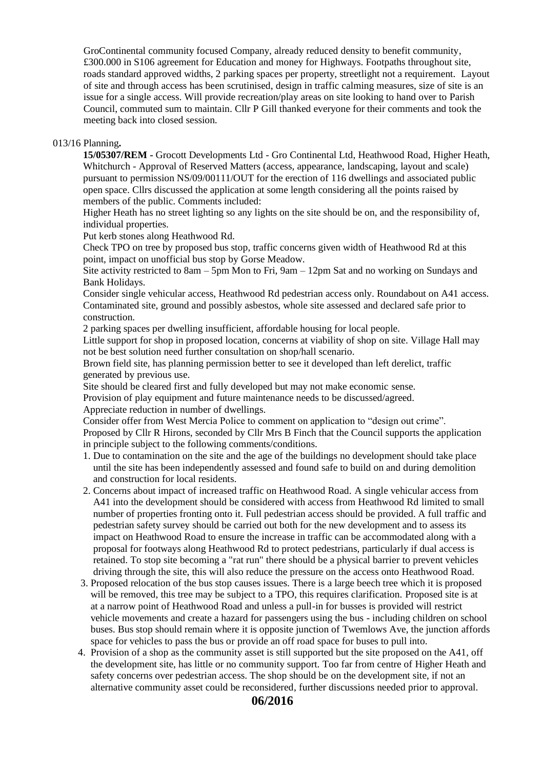GroContinental community focused Company, already reduced density to benefit community, £300.000 in S106 agreement for Education and money for Highways. Footpaths throughout site, roads standard approved widths, 2 parking spaces per property, streetlight not a requirement. Layout of site and through access has been scrutinised, design in traffic calming measures, size of site is an issue for a single access. Will provide recreation/play areas on site looking to hand over to Parish Council, commuted sum to maintain. Cllr P Gill thanked everyone for their comments and took the meeting back into closed session.

013/16 Planning**.**

**15/05307/REM** - Grocott Developments Ltd - Gro Continental Ltd, Heathwood Road, Higher Heath, Whitchurch - Approval of Reserved Matters (access, appearance, landscaping, layout and scale) pursuant to permission NS/09/00111/OUT for the erection of 116 dwellings and associated public open space. Cllrs discussed the application at some length considering all the points raised by members of the public. Comments included:

Higher Heath has no street lighting so any lights on the site should be on, and the responsibility of, individual properties.

Put kerb stones along Heathwood Rd.

Check TPO on tree by proposed bus stop, traffic concerns given width of Heathwood Rd at this point, impact on unofficial bus stop by Gorse Meadow.

Site activity restricted to 8am – 5pm Mon to Fri, 9am – 12pm Sat and no working on Sundays and Bank Holidays.

Consider single vehicular access, Heathwood Rd pedestrian access only. Roundabout on A41 access.

Contaminated site, ground and possibly asbestos, whole site assessed and declared safe prior to construction.

2 parking spaces per dwelling insufficient, affordable housing for local people.

Little support for shop in proposed location, concerns at viability of shop on site. Village Hall may not be best solution need further consultation on shop/hall scenario.

Brown field site, has planning permission better to see it developed than left derelict, traffic generated by previous use.

Site should be cleared first and fully developed but may not make economic sense.

Provision of play equipment and future maintenance needs to be discussed/agreed.

Appreciate reduction in number of dwellings.

Consider offer from West Mercia Police to comment on application to "design out crime".

Proposed by Cllr R Hirons, seconded by Cllr Mrs B Finch that the Council supports the application in principle subject to the following comments/conditions.

1. Due to contamination on the site and the age of the buildings no development should take place until the site has been independently assessed and found safe to build on and during demolition and construction for local residents.
2. Concerns about impact of increased traffic on Heathwood Road. A single vehicular access from A41 into the development should be considered with access from Heathwood Rd limited to small number of properties fronting onto it. Full pedestrian access should be provided. A full traffic and pedestrian safety survey should be carried out both for the new development and to assess its impact on Heathwood Road to ensure the increase in traffic can be accommodated along with a proposal for footways along Heathwood Rd to protect pedestrians, particularly if dual access is retained. To stop site becoming a "rat run" there should be a physical barrier to prevent vehicles driving through the site, this will also reduce the pressure on the access onto Heathwood Road.
3. Proposed relocation of the bus stop causes issues. There is a large beech tree which it is proposed will be removed, this tree may be subject to a TPO, this requires clarification. Proposed site is at at a narrow point of Heathwood Road and unless a pull-in for busses is provided will restrict vehicle movements and create a hazard for passengers using the bus - including children on school buses. Bus stop should remain where it is opposite junction of Twemlows Ave, the junction affords space for vehicles to pass the bus or provide an off road space for buses to pull into.
4. Provision of a shop as the community asset is still supported but the site proposed on the A41, off the development site, has little or no community support. Too far from centre of Higher Heath and safety concerns over pedestrian access. The shop should be on the development site, if not an alternative community asset could be reconsidered, further discussions needed prior to approval.

**06/2016**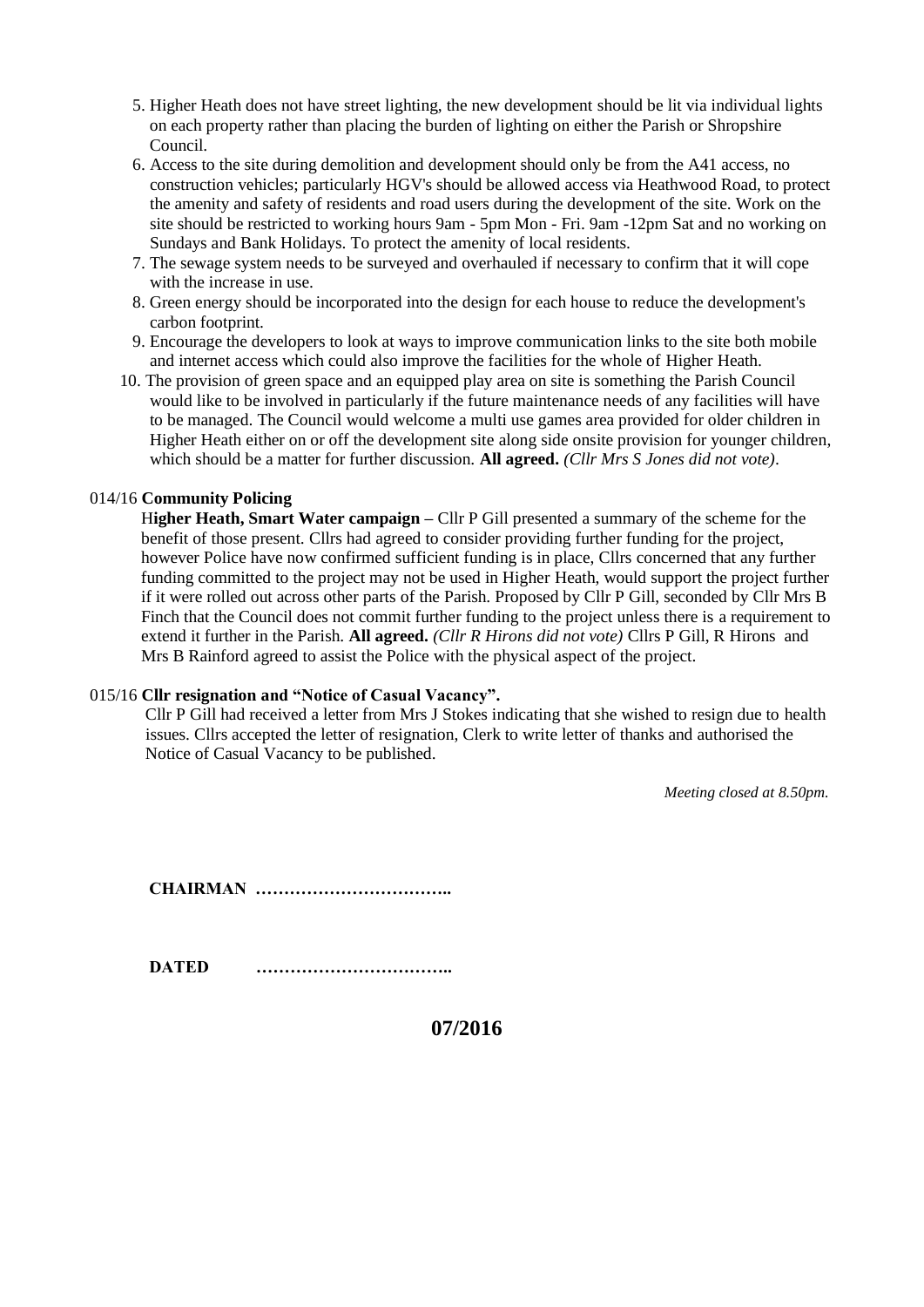5. Higher Heath does not have street lighting, the new development should be lit via individual lights on each property rather than placing the burden of lighting on either the Parish or Shropshire Council.
6. Access to the site during demolition and development should only be from the A41 access, no construction vehicles; particularly HGV's should be allowed access via Heathwood Road, to protect the amenity and safety of residents and road users during the development of the site. Work on the site should be restricted to working hours 9am - 5pm Mon - Fri. 9am -12pm Sat and no working on Sundays and Bank Holidays. To protect the amenity of local residents.
7. The sewage system needs to be surveyed and overhauled if necessary to confirm that it will cope with the increase in use.
8. Green energy should be incorporated into the design for each house to reduce the development's carbon footprint.
9. Encourage the developers to look at ways to improve communication links to the site both mobile and internet access which could also improve the facilities for the whole of Higher Heath.
10. The provision of green space and an equipped play area on site is something the Parish Council would like to be involved in particularly if the future maintenance needs of any facilities will have to be managed. The Council would welcome a multi use games area provided for older children in Higher Heath either on or off the development site along side onsite provision for younger children, which should be a matter for further discussion. **All agreed.** *(Cllr Mrs S Jones did not vote)*.

014/16 **Community Policing**

**Higher Heath, Smart Water campaign –** Cllr P Gill presented a summary of the scheme for the benefit of those present. Cllrs had agreed to consider providing further funding for the project, however Police have now confirmed sufficient funding is in place, Cllrs concerned that any further funding committed to the project may not be used in Higher Heath, would support the project further if it were rolled out across other parts of the Parish. Proposed by Cllr P Gill, seconded by Cllr Mrs B Finch that the Council does not commit further funding to the project unless there is a requirement to extend it further in the Parish. **All agreed.** *(Cllr R Hirons did not vote)* Cllrs P Gill, R Hirons and Mrs B Rainford agreed to assist the Police with the physical aspect of the project.

015/16 **Cllr resignation and "Notice of Casual Vacancy".**

Cllr P Gill had received a letter from Mrs J Stokes indicating that she wished to resign due to health issues. Cllrs accepted the letter of resignation, Clerk to write letter of thanks and authorised the Notice of Casual Vacancy to be published.

*Meeting closed at 8.50pm.*

**CHAIRMAN** ……………………………..

**DATED** ……………………………..

**07/2016**